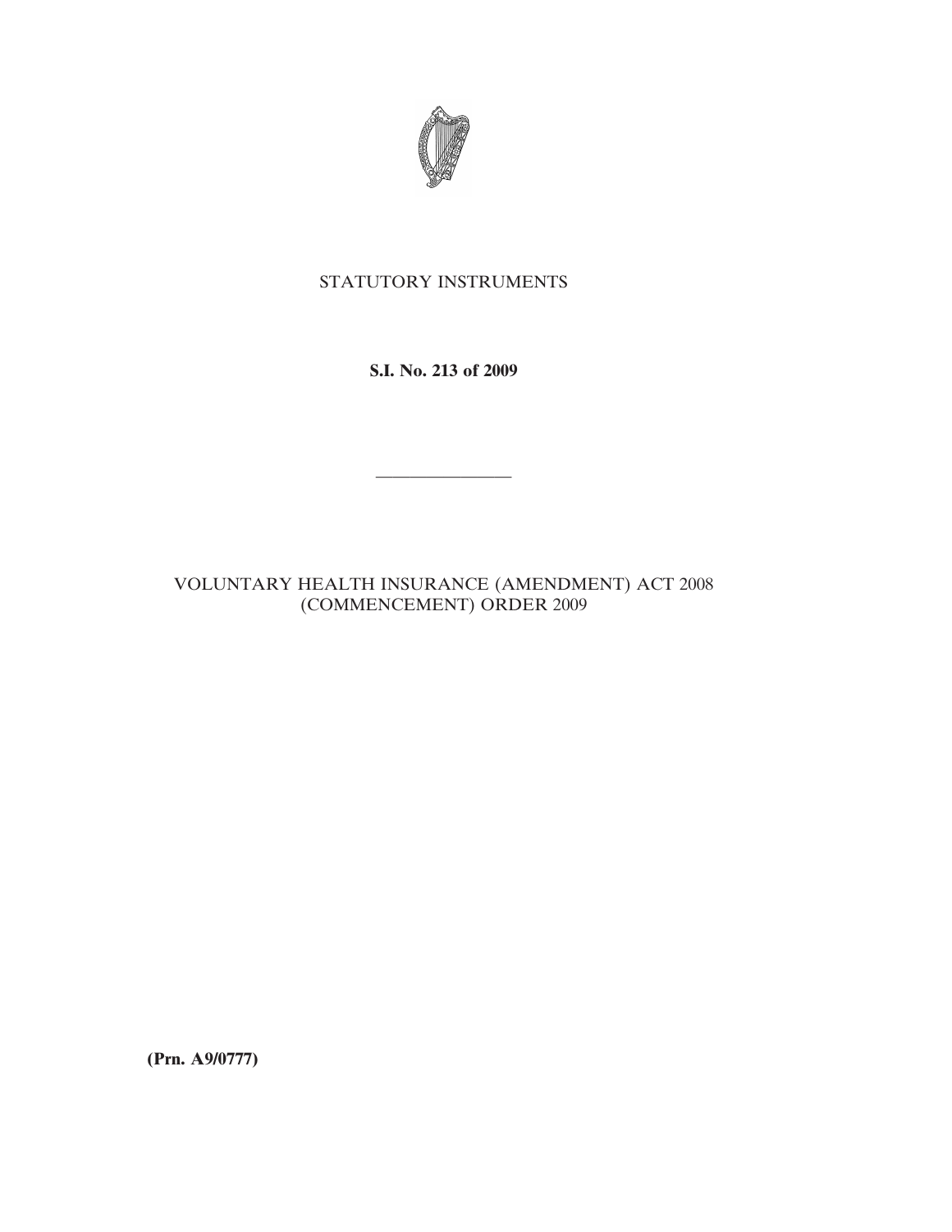STATUTORY INSTRUMENTS

**S.I. No. 213 of 2009**

---

VOLUNTARY HEALTH INSURANCE (AMENDMENT) ACT 2008 (COMMENCEMENT) ORDER 2009

**(Prn. A9/0777)**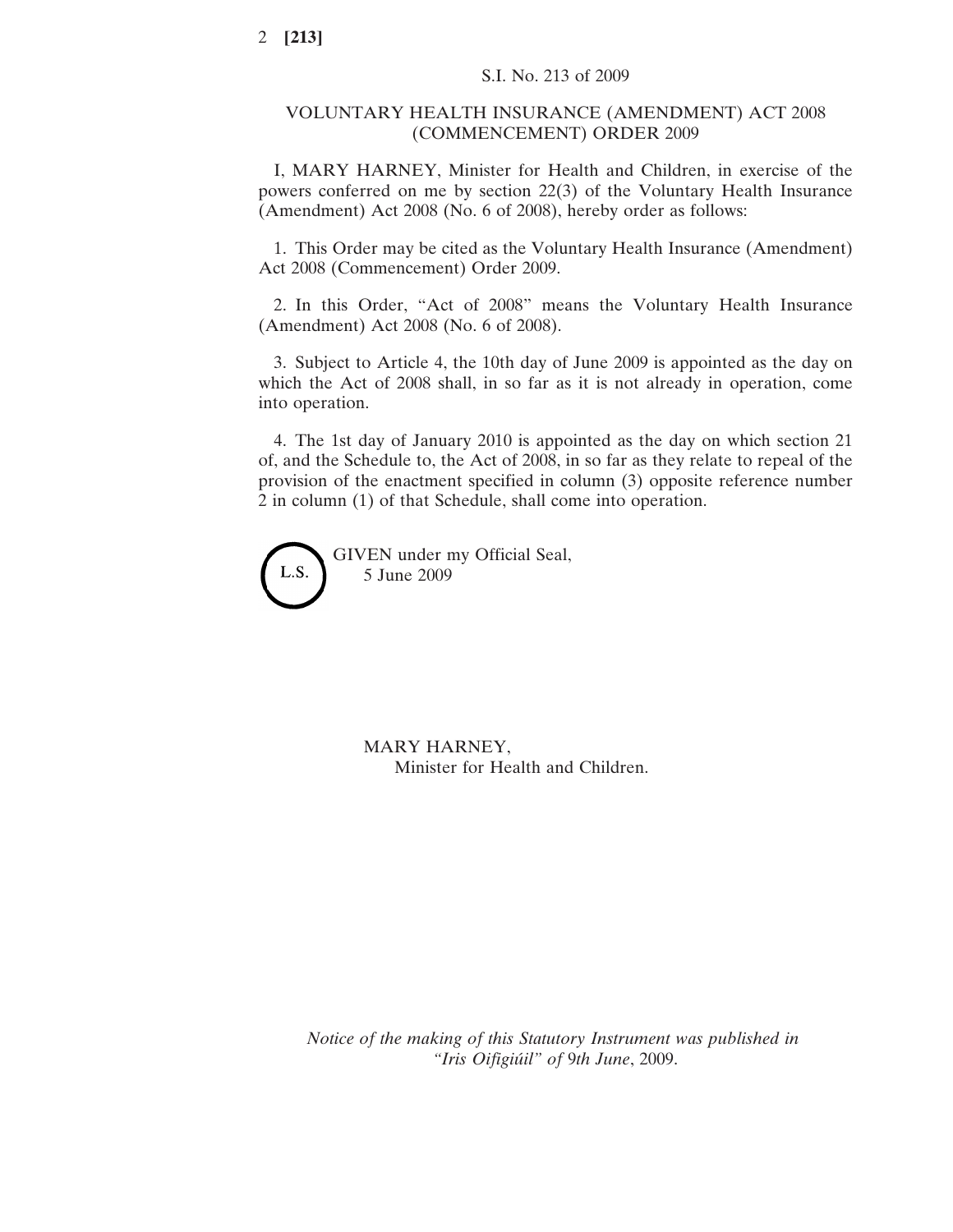S.I. No. 213 of 2009

# VOLUNTARY HEALTH INSURANCE (AMENDMENT) ACT 2008 (COMMENCEMENT) ORDER 2009

I, MARY HARNEY, Minister for Health and Children, in exercise of the powers conferred on me by section 22(3) of the Voluntary Health Insurance (Amendment) Act 2008 (No. 6 of 2008), hereby order as follows:

1. This Order may be cited as the Voluntary Health Insurance (Amendment) Act 2008 (Commencement) Order 2009.

2. In this Order, "Act of 2008" means the Voluntary Health Insurance (Amendment) Act 2008 (No. 6 of 2008).

3. Subject to Article 4, the 10th day of June 2009 is appointed as the day on which the Act of 2008 shall, in so far as it is not already in operation, come into operation.

4. The 1st day of January 2010 is appointed as the day on which section 21 of, and the Schedule to, the Act of 2008, in so far as they relate to repeal of the provision of the enactment specified in column (3) opposite reference number 2 in column (1) of that Schedule, shall come into operation.

L.S.

GIVEN under my Official Seal,
5 June 2009

MARY HARNEY,
Minister for Health and Children.

*Notice of the making of this Statutory Instrument was published in "Iris Oifigiúil" of 9th June, 2009.*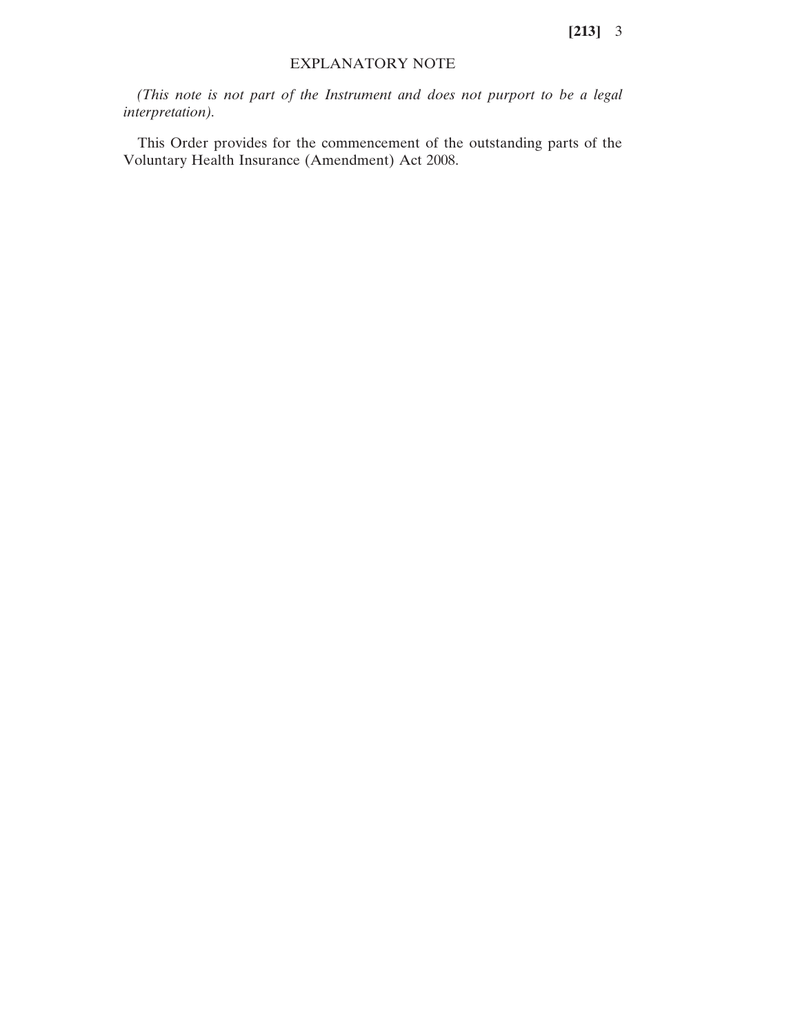# EXPLANATORY NOTE

*(This note is not part of the Instrument and does not purport to be a legal interpretation).*

This Order provides for the commencement of the outstanding parts of the Voluntary Health Insurance (Amendment) Act 2008.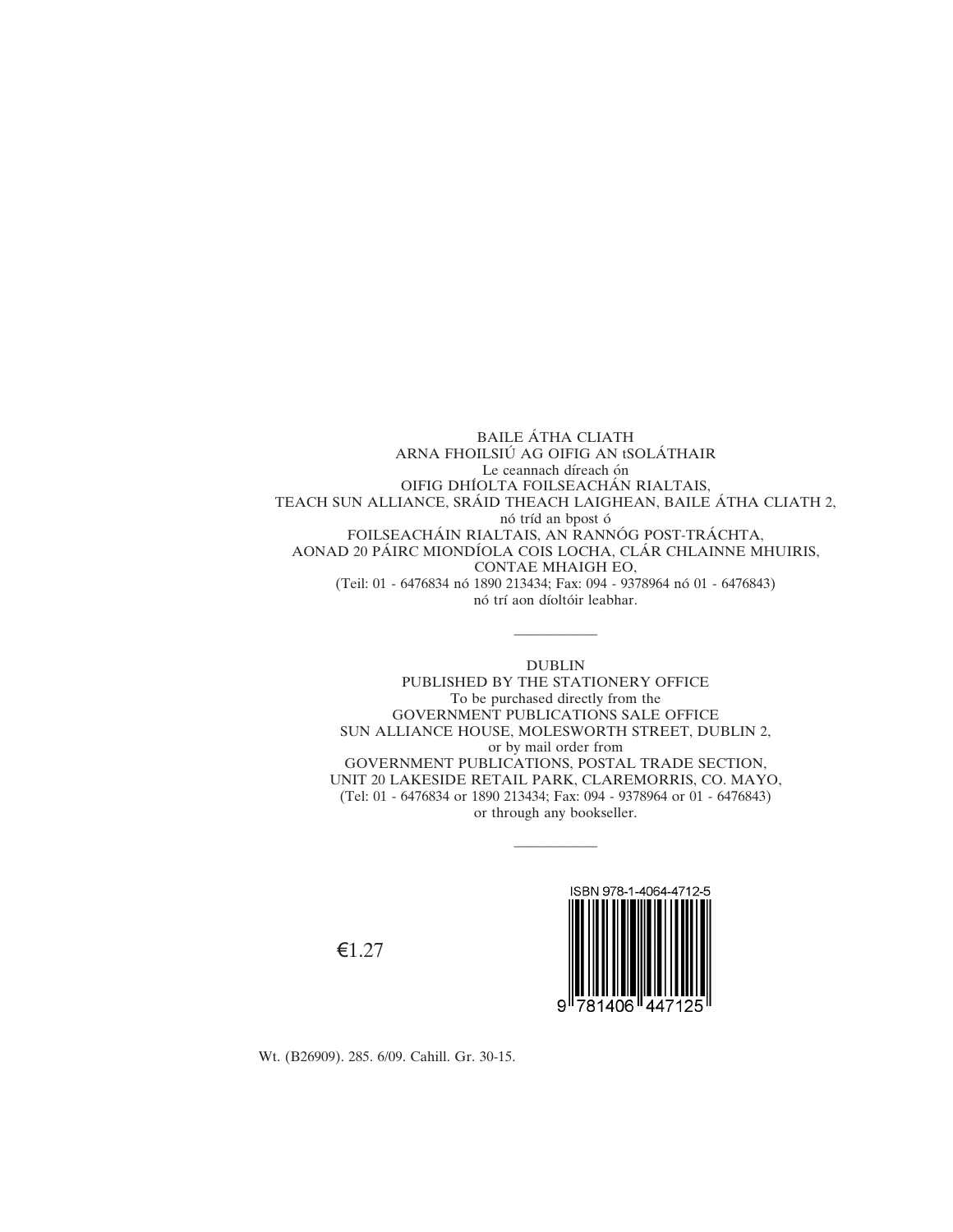BAILE ÁTHA CLIATH
ARNA FHOILSIÚ AG OIFIG AN tSOLÁTHAIR
Le ceannach díreach ón
OIFIG DHÍOLTA FOILSEACHÁN RIALTAIS,
TEACH SUN ALLIANCE, SRÁID THEACH LAIGHEAN, BAILE ÁTHA CLIATH 2,
nó tríd an bpost ó
FOILSEACHÁIN RIALTAIS, AN RANNÓG POST-TRÁCHTA,
AONAD 20 PÁIRC MIONDÍOLA COIS LOCHA, CLÁR CHLAINNE MHUIRIS,
CONTAE MHAIGH EO,
(Teil: 01 - 6476834 nó 1890 213434; Fax: 094 - 9378964 nó 01 - 6476843)
nó trí aon díoltóir leabhar.

---

DUBLIN
PUBLISHED BY THE STATIONERY OFFICE
To be purchased directly from the
GOVERNMENT PUBLICATIONS SALE OFFICE
SUN ALLIANCE HOUSE, MOLESWORTH STREET, DUBLIN 2,
or by mail order from
GOVERNMENT PUBLICATIONS, POSTAL TRADE SECTION,
UNIT 20 LAKESIDE RETAIL PARK, CLAREMORRIS, CO. MAYO,
(Tel: 01 - 6476834 or 1890 213434; Fax: 094 - 9378964 or 01 - 6476843)
or through any bookseller.

---

€1.27

ISBN 978-1-4064-4712-5

9 781406 447125

Wt. (B26909). 285. 6/09. Cahill. Gr. 30-15.